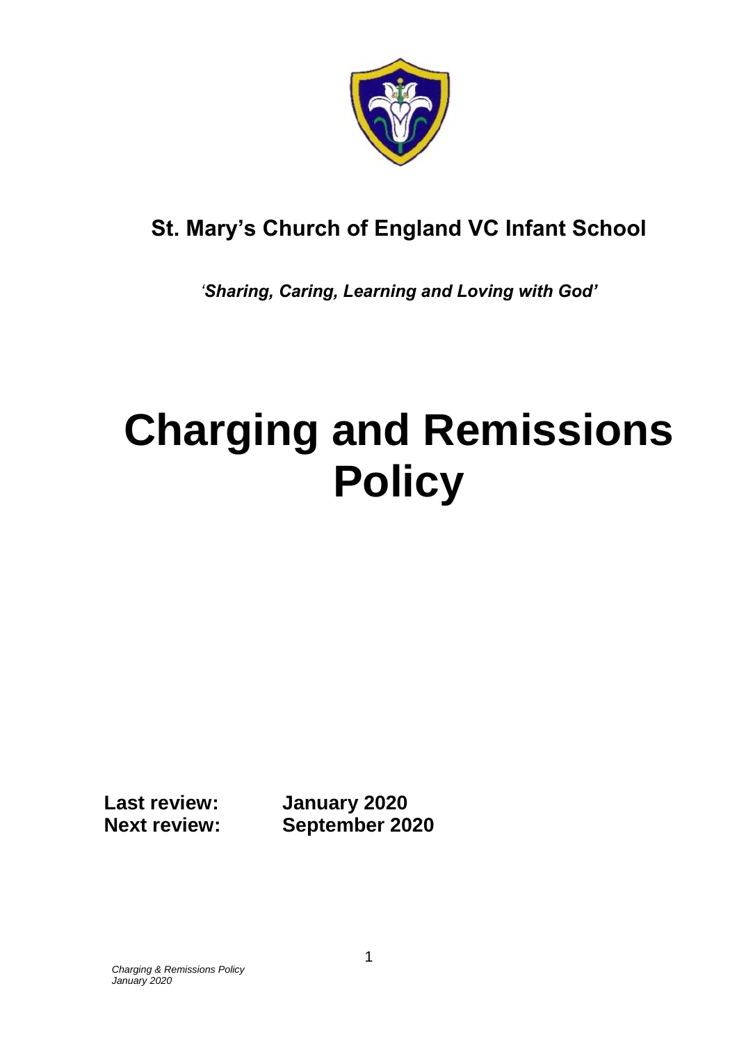## St. Mary's Church of England VC Infant School

*'Sharing, Caring, Learning and Loving with God'*

# Charging and Remissions Policy

**Last review:** **January 2020**
**Next review:** **September 2020**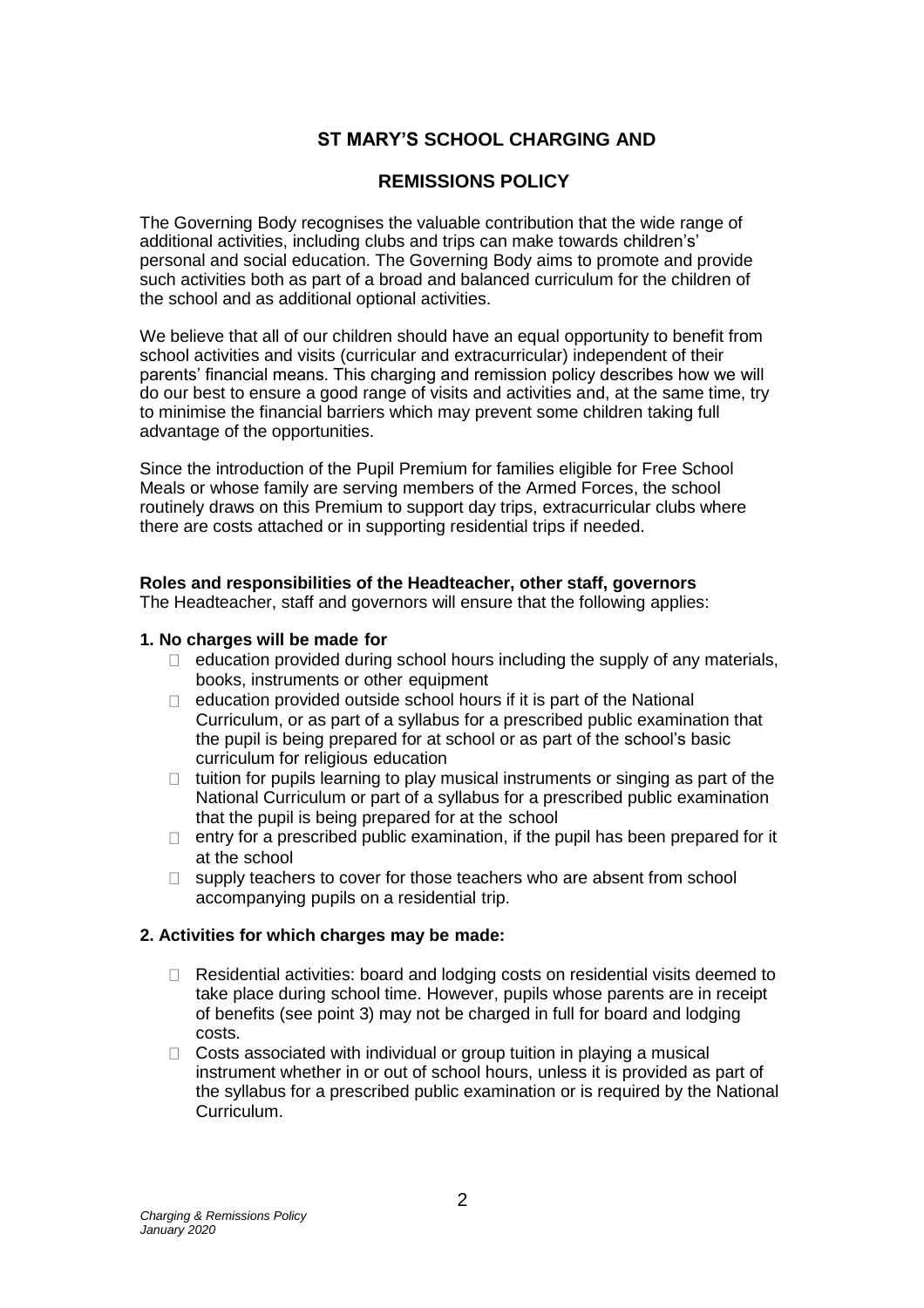# ST MARY'S SCHOOL CHARGING AND REMISSIONS POLICY

The Governing Body recognises the valuable contribution that the wide range of additional activities, including clubs and trips can make towards children's' personal and social education. The Governing Body aims to promote and provide such activities both as part of a broad and balanced curriculum for the children of the school and as additional optional activities.

We believe that all of our children should have an equal opportunity to benefit from school activities and visits (curricular and extracurricular) independent of their parents' financial means. This charging and remission policy describes how we will do our best to ensure a good range of visits and activities and, at the same time, try to minimise the financial barriers which may prevent some children taking full advantage of the opportunities.

Since the introduction of the Pupil Premium for families eligible for Free School Meals or whose family are serving members of the Armed Forces, the school routinely draws on this Premium to support day trips, extracurricular clubs where there are costs attached or in supporting residential trips if needed.

**Roles and responsibilities of the Headteacher, other staff, governors**
The Headteacher, staff and governors will ensure that the following applies:

**1. No charges will be made for**

- education provided during school hours including the supply of any materials, books, instruments or other equipment
- education provided outside school hours if it is part of the National Curriculum, or as part of a syllabus for a prescribed public examination that the pupil is being prepared for at school or as part of the school's basic curriculum for religious education
- tuition for pupils learning to play musical instruments or singing as part of the National Curriculum or part of a syllabus for a prescribed public examination that the pupil is being prepared for at the school
- entry for a prescribed public examination, if the pupil has been prepared for it at the school
- supply teachers to cover for those teachers who are absent from school accompanying pupils on a residential trip.

**2. Activities for which charges may be made:**

- Residential activities: board and lodging costs on residential visits deemed to take place during school time. However, pupils whose parents are in receipt of benefits (see point 3) may not be charged in full for board and lodging costs.
- Costs associated with individual or group tuition in playing a musical instrument whether in or out of school hours, unless it is provided as part of the syllabus for a prescribed public examination or is required by the National Curriculum.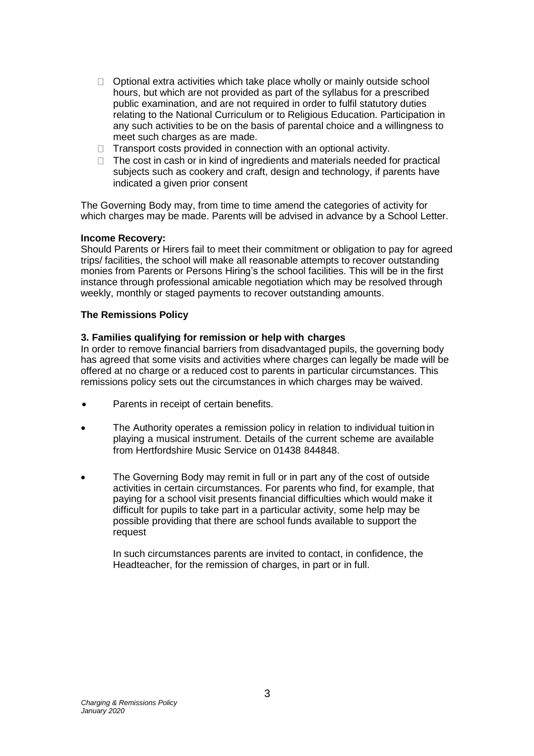- Optional extra activities which take place wholly or mainly outside school hours, but which are not provided as part of the syllabus for a prescribed public examination, and are not required in order to fulfil statutory duties relating to the National Curriculum or to Religious Education. Participation in any such activities to be on the basis of parental choice and a willingness to meet such charges as are made.
- Transport costs provided in connection with an optional activity.
- The cost in cash or in kind of ingredients and materials needed for practical subjects such as cookery and craft, design and technology, if parents have indicated a given prior consent

The Governing Body may, from time to time amend the categories of activity for which charges may be made. Parents will be advised in advance by a School Letter.

**Income Recovery:**
Should Parents or Hirers fail to meet their commitment or obligation to pay for agreed trips/ facilities, the school will make all reasonable attempts to recover outstanding monies from Parents or Persons Hiring's the school facilities. This will be in the first instance through professional amicable negotiation which may be resolved through weekly, monthly or staged payments to recover outstanding amounts.

**The Remissions Policy**

**3. Families qualifying for remission or help with charges**
In order to remove financial barriers from disadvantaged pupils, the governing body has agreed that some visits and activities where charges can legally be made will be offered at no charge or a reduced cost to parents in particular circumstances. This remissions policy sets out the circumstances in which charges may be waived.

- Parents in receipt of certain benefits.
- The Authority operates a remission policy in relation to individual tuition in playing a musical instrument. Details of the current scheme are available from Hertfordshire Music Service on 01438 844848.
- The Governing Body may remit in full or in part any of the cost of outside activities in certain circumstances. For parents who find, for example, that paying for a school visit presents financial difficulties which would make it difficult for pupils to take part in a particular activity, some help may be possible providing that there are school funds available to support the request

  In such circumstances parents are invited to contact, in confidence, the Headteacher, for the remission of charges, in part or in full.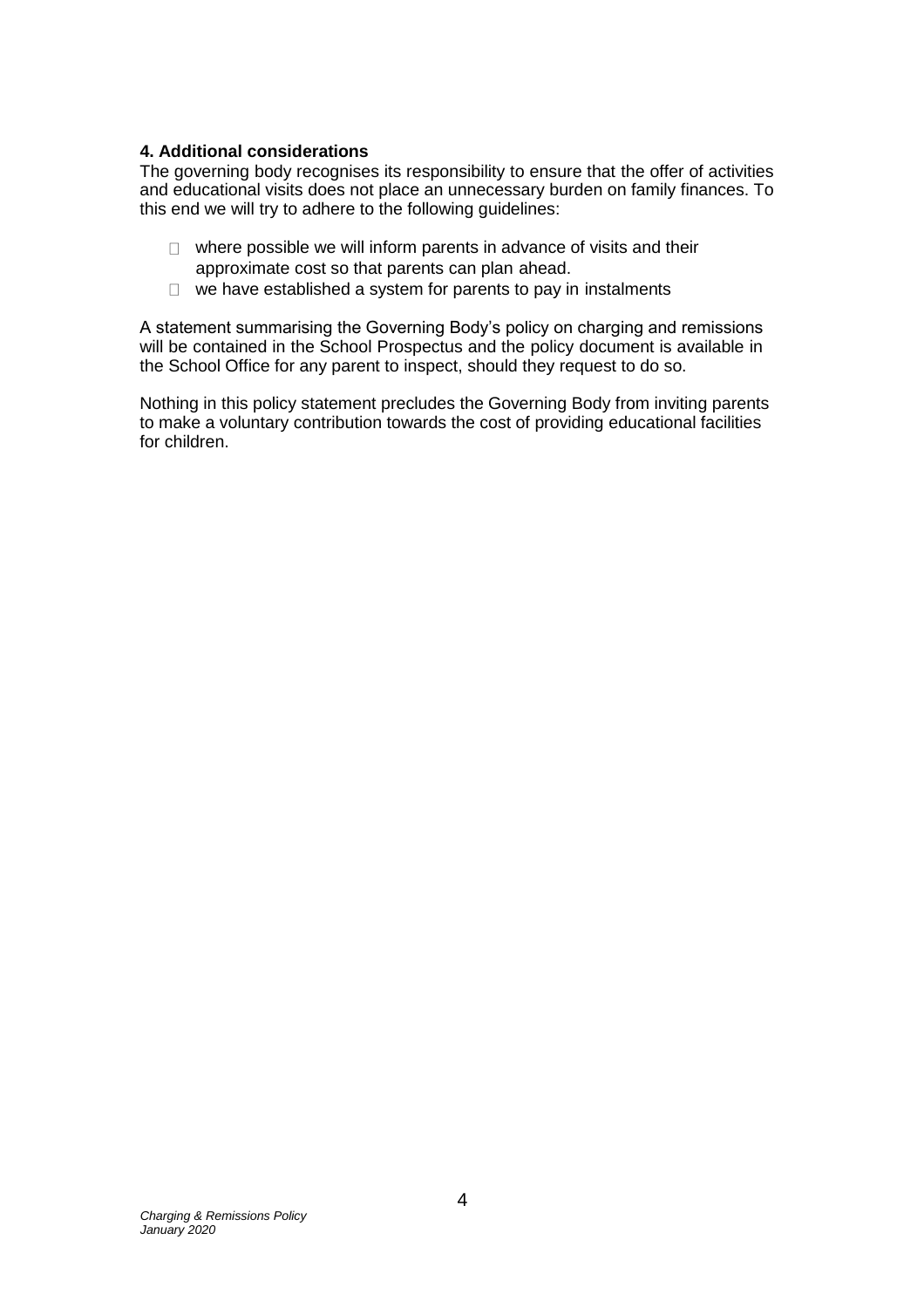**4. Additional considerations**

The governing body recognises its responsibility to ensure that the offer of activities and educational visits does not place an unnecessary burden on family finances. To this end we will try to adhere to the following guidelines:

- where possible we will inform parents in advance of visits and their approximate cost so that parents can plan ahead.
- we have established a system for parents to pay in instalments

A statement summarising the Governing Body's policy on charging and remissions will be contained in the School Prospectus and the policy document is available in the School Office for any parent to inspect, should they request to do so.

Nothing in this policy statement precludes the Governing Body from inviting parents to make a voluntary contribution towards the cost of providing educational facilities for children.